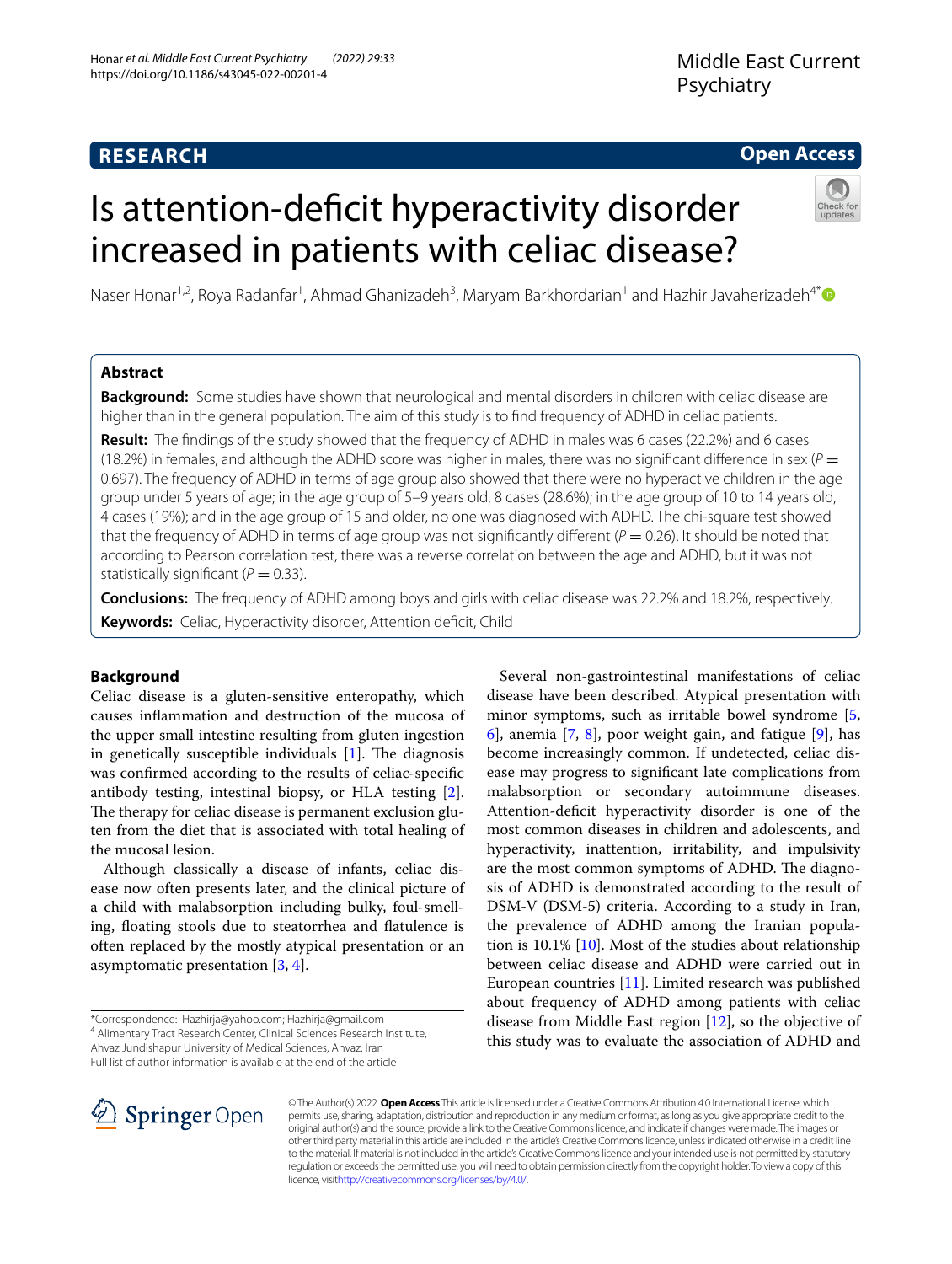**RESEARCH** | **Open Access**

# Is attention-deficit hyperactivity disorder increased in patients with celiac disease?

Naser Honar[1,2], Roya Radanfar[1], Ahmad Ghanizadeh[3], Maryam Barkhordarian[1] and Hazhir Javaherizadeh[4*]

## Abstract

**Background:** Some studies have shown that neurological and mental disorders in children with celiac disease are higher than in the general population. The aim of this study is to find frequency of ADHD in celiac patients.

**Result:** The findings of the study showed that the frequency of ADHD in males was 6 cases (22.2%) and 6 cases (18.2%) in females, and although the ADHD score was higher in males, there was no significant difference in sex ($P = 0.697$). The frequency of ADHD in terms of age group also showed that there were no hyperactive children in the age group under 5 years of age; in the age group of 5–9 years old, 8 cases (28.6%); in the age group of 10 to 14 years old, 4 cases (19%); and in the age group of 15 and older, no one was diagnosed with ADHD. The chi-square test showed that the frequency of ADHD in terms of age group was not significantly different ($P = 0.26$). It should be noted that according to Pearson correlation test, there was a reverse correlation between the age and ADHD, but it was not statistically significant ($P = 0.33$).

**Conclusions:** The frequency of ADHD among boys and girls with celiac disease was 22.2% and 18.2%, respectively.

**Keywords:** Celiac, Hyperactivity disorder, Attention deficit, Child

## Background

Celiac disease is a gluten-sensitive enteropathy, which causes inflammation and destruction of the mucosa of the upper small intestine resulting from gluten ingestion in genetically susceptible individuals [1]. The diagnosis was confirmed according to the results of celiac-specific antibody testing, intestinal biopsy, or HLA testing [2]. The therapy for celiac disease is permanent exclusion gluten from the diet that is associated with total healing of the mucosal lesion.

Although classically a disease of infants, celiac disease now often presents later, and the clinical picture of a child with malabsorption including bulky, foul-smelling, floating stools due to steatorrhea and flatulence is often replaced by the mostly atypical presentation or an asymptomatic presentation [3, 4].

Several non-gastrointestinal manifestations of celiac disease have been described. Atypical presentation with minor symptoms, such as irritable bowel syndrome [5, 6], anemia [7, 8], poor weight gain, and fatigue [9], has become increasingly common. If undetected, celiac disease may progress to significant late complications from malabsorption or secondary autoimmune diseases. Attention-deficit hyperactivity disorder is one of the most common diseases in children and adolescents, and hyperactivity, inattention, irritability, and impulsivity are the most common symptoms of ADHD. The diagnosis of ADHD is demonstrated according to the result of DSM-V (DSM-5) criteria. According to a study in Iran, the prevalence of ADHD among the Iranian population is 10.1% [10]. Most of the studies about relationship between celiac disease and ADHD were carried out in European countries [11]. Limited research was published about frequency of ADHD among patients with celiac disease from Middle East region [12], so the objective of this study was to evaluate the association of ADHD and

*Correspondence: Hazhirja@yahoo.com; Hazhirja@gmail.com
[4] Alimentary Tract Research Center, Clinical Sciences Research Institute, Ahvaz Jundishapur University of Medical Sciences, Ahvaz, Iran
Full list of author information is available at the end of the article

© The Author(s) 2022. **Open Access** This article is licensed under a Creative Commons Attribution 4.0 International License, which permits use, sharing, adaptation, distribution and reproduction in any medium or format, as long as you give appropriate credit to the original author(s) and the source, provide a link to the Creative Commons licence, and indicate if changes were made. The images or other third party material in this article are included in the article's Creative Commons licence, unless indicated otherwise in a credit line to the material. If material is not included in the article's Creative Commons licence and your intended use is not permitted by statutory regulation or exceeds the permitted use, you will need to obtain permission directly from the copyright holder. To view a copy of this licence, visit http://creativecommons.org/licenses/by/4.0/.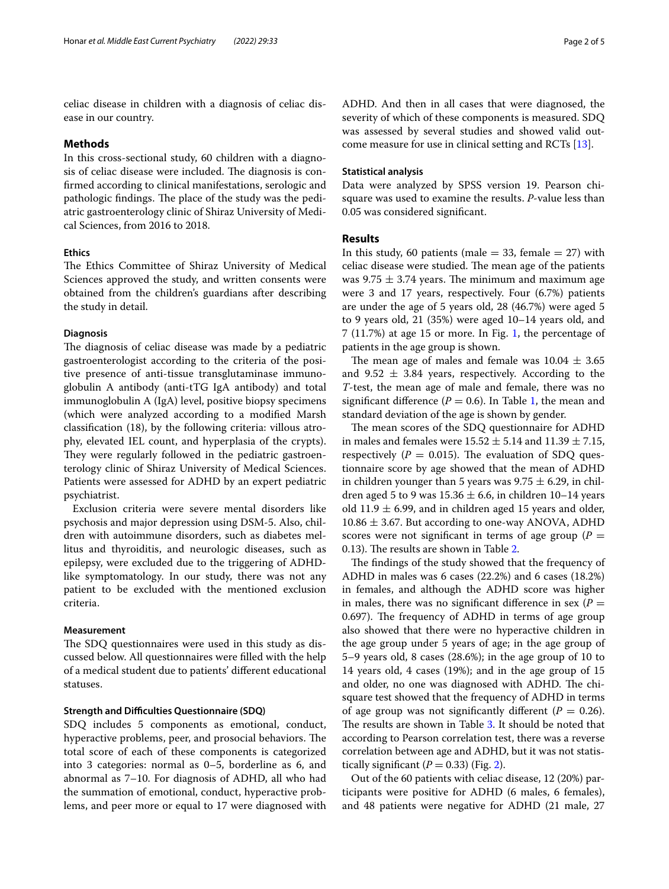celiac disease in children with a diagnosis of celiac disease in our country.

## Methods

In this cross-sectional study, 60 children with a diagnosis of celiac disease were included. The diagnosis is confirmed according to clinical manifestations, serologic and pathologic findings. The place of the study was the pediatric gastroenterology clinic of Shiraz University of Medical Sciences, from 2016 to 2018.

### Ethics

The Ethics Committee of Shiraz University of Medical Sciences approved the study, and written consents were obtained from the children's guardians after describing the study in detail.

### Diagnosis

The diagnosis of celiac disease was made by a pediatric gastroenterologist according to the criteria of the positive presence of anti-tissue transglutaminase immunoglobulin A antibody (anti-tTG IgA antibody) and total immunoglobulin A (IgA) level, positive biopsy specimens (which were analyzed according to a modified Marsh classification (18), by the following criteria: villous atrophy, elevated IEL count, and hyperplasia of the crypts). They were regularly followed in the pediatric gastroenterology clinic of Shiraz University of Medical Sciences. Patients were assessed for ADHD by an expert pediatric psychiatrist.

Exclusion criteria were severe mental disorders like psychosis and major depression using DSM-5. Also, children with autoimmune disorders, such as diabetes mellitus and thyroiditis, and neurologic diseases, such as epilepsy, were excluded due to the triggering of ADHD-like symptomatology. In our study, there was not any patient to be excluded with the mentioned exclusion criteria.

### Measurement

The SDQ questionnaires were used in this study as discussed below. All questionnaires were filled with the help of a medical student due to patients' different educational statuses.

#### Strength and Difficulties Questionnaire (SDQ)

SDQ includes 5 components as emotional, conduct, hyperactive problems, peer, and prosocial behaviors. The total score of each of these components is categorized into 3 categories: normal as 0–5, borderline as 6, and abnormal as 7–10. For diagnosis of ADHD, all who had the summation of emotional, conduct, hyperactive problems, and peer more or equal to 17 were diagnosed with ADHD. And then in all cases that were diagnosed, the severity of which of these components is measured. SDQ was assessed by several studies and showed valid outcome measure for use in clinical setting and RCTs [13].

### Statistical analysis

Data were analyzed by SPSS version 19. Pearson chi-square was used to examine the results. *P*-value less than 0.05 was considered significant.

## Results

In this study, 60 patients (male = 33, female = 27) with celiac disease were studied. The mean age of the patients was $9.75 \pm 3.74$ years. The minimum and maximum age were 3 and 17 years, respectively. Four (6.7%) patients are under the age of 5 years old, 28 (46.7%) were aged 5 to 9 years old, 21 (35%) were aged 10–14 years old, and 7 (11.7%) at age 15 or more. In Fig. 1, the percentage of patients in the age group is shown.

The mean age of males and female was $10.04 \pm 3.65$ and $9.52 \pm 3.84$ years, respectively. According to the *T*-test, the mean age of male and female, there was no significant difference ($P = 0.6$). In Table 1, the mean and standard deviation of the age is shown by gender.

The mean scores of the SDQ questionnaire for ADHD in males and females were $15.52 \pm 5.14$ and $11.39 \pm 7.15$, respectively ($P = 0.015$). The evaluation of SDQ questionnaire score by age showed that the mean of ADHD in children younger than 5 years was $9.75 \pm 6.29$, in children aged 5 to 9 was $15.36 \pm 6.6$, in children 10–14 years old $11.9 \pm 6.99$, and in children aged 15 years and older, $10.86 \pm 3.67$. But according to one-way ANOVA, ADHD scores were not significant in terms of age group ($P = 0.13$). The results are shown in Table 2.

The findings of the study showed that the frequency of ADHD in males was 6 cases (22.2%) and 6 cases (18.2%) in females, and although the ADHD score was higher in males, there was no significant difference in sex ($P = 0.697$). The frequency of ADHD in terms of age group also showed that there were no hyperactive children in the age group under 5 years of age; in the age group of 5–9 years old, 8 cases (28.6%); in the age group of 10 to 14 years old, 4 cases (19%); and in the age group of 15 and older, no one was diagnosed with ADHD. The chi-square test showed that the frequency of ADHD in terms of age group was not significantly different ($P = 0.26$). The results are shown in Table 3. It should be noted that according to Pearson correlation test, there was a reverse correlation between age and ADHD, but it was not statistically significant ($P = 0.33$) (Fig. 2).

Out of the 60 patients with celiac disease, 12 (20%) participants were positive for ADHD (6 males, 6 females), and 48 patients were negative for ADHD (21 male, 27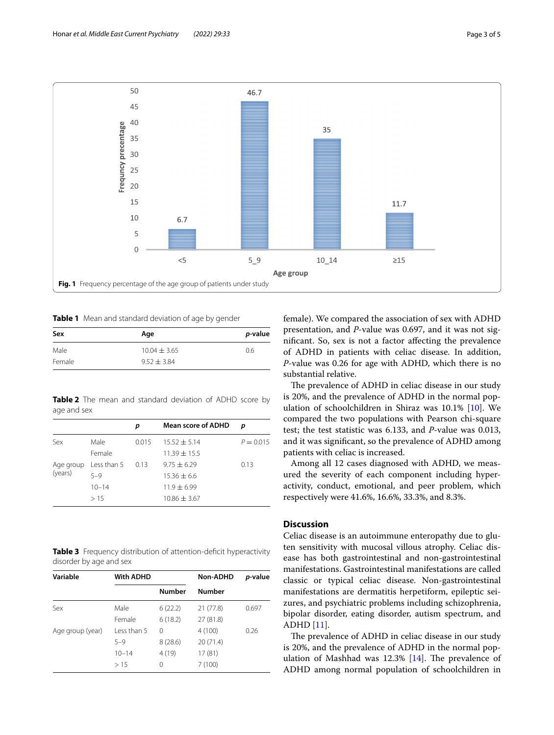Fig. 1 Frequency percentage of the age group of patients under study

**Table 1** Mean and standard deviation of age by gender

| Sex | Age | *p*-value |
|---|---|---|
| Male | 10.04 ± 3.65 | 0.6 |
| Female | 9.52 ± 3.84 | |

**Table 2** The mean and standard deviation of ADHD score by age and sex

| | | *p* | Mean score of ADHD | *p* |
|---|---|---|---|---|
| Sex | Male | 0.015 | 15.52 ± 5.14 | *P* = 0.015 |
| | Female | | 11.39 ± 15.5 | |
| Age group (years) | Less than 5 | 0.13 | 9.75 ± 6.29 | 0.13 |
| | 5–9 | | 15.36 ± 6.6 | |
| | 10–14 | | 11.9 ± 6.99 | |
| | > 15 | | 10.86 ± 3.67 | |

**Table 3** Frequency distribution of attention-deficit hyperactivity disorder by age and sex

| Variable | With ADHD | | Non-ADHD | *p*-value |
|---|---|---|---|---|
| | | Number | Number | |
| Sex | Male | 6 (22.2) | 21 (77.8) | 0.697 |
| | Female | 6 (18.2) | 27 (81.8) | |
| Age group (year) | Less than 5 | 0 | 4 (100) | 0.26 |
| | 5–9 | 8 (28.6) | 20 (71.4) | |
| | 10–14 | 4 (19) | 17 (81) | |
| | > 15 | 0 | 7 (100) | |

female). We compared the association of sex with ADHD presentation, and *P*-value was 0.697, and it was not significant. So, sex is not a factor affecting the prevalence of ADHD in patients with celiac disease. In addition, *P*-value was 0.26 for age with ADHD, which there is no substantial relative.

The prevalence of ADHD in celiac disease in our study is 20%, and the prevalence of ADHD in the normal population of schoolchildren in Shiraz was 10.1% [10]. We compared the two populations with Pearson chi-square test; the test statistic was 6.133, and *P*-value was 0.013, and it was significant, so the prevalence of ADHD among patients with celiac is increased.

Among all 12 cases diagnosed with ADHD, we measured the severity of each component including hyperactivity, conduct, emotional, and peer problem, which respectively were 41.6%, 16.6%, 33.3%, and 8.3%.

## Discussion

Celiac disease is an autoimmune enteropathy due to gluten sensitivity with mucosal villous atrophy. Celiac disease has both gastrointestinal and non-gastrointestinal manifestations. Gastrointestinal manifestations are called classic or typical celiac disease. Non-gastrointestinal manifestations are dermatitis herpetiform, epileptic seizures, and psychiatric problems including schizophrenia, bipolar disorder, eating disorder, autism spectrum, and ADHD [11].

The prevalence of ADHD in celiac disease in our study is 20%, and the prevalence of ADHD in the normal population of Mashhad was 12.3% [14]. The prevalence of ADHD among normal population of schoolchildren in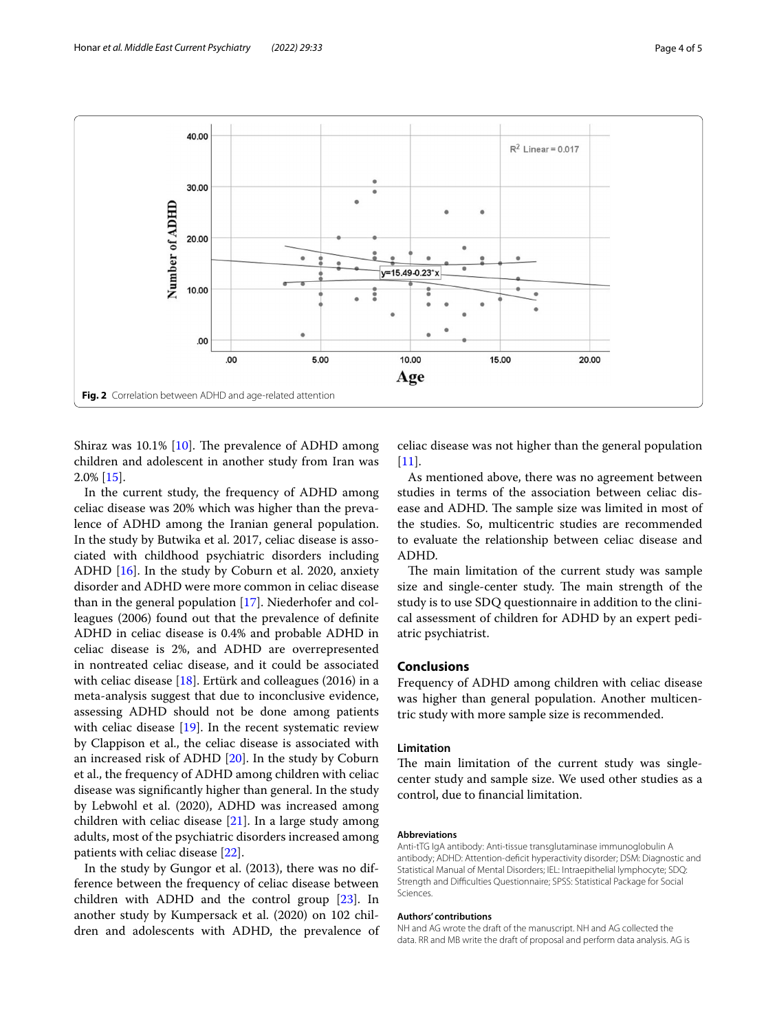Fig. 2 Correlation between ADHD and age-related attention

Shiraz was 10.1% [10]. The prevalence of ADHD among children and adolescent in another study from Iran was 2.0% [15].

In the current study, the frequency of ADHD among celiac disease was 20% which was higher than the prevalence of ADHD among the Iranian general population. In the study by Butwika et al. 2017, celiac disease is associated with childhood psychiatric disorders including ADHD [16]. In the study by Coburn et al. 2020, anxiety disorder and ADHD were more common in celiac disease than in the general population [17]. Niederhofer and colleagues (2006) found out that the prevalence of definite ADHD in celiac disease is 0.4% and probable ADHD in celiac disease is 2%, and ADHD are overrepresented in nontreated celiac disease, and it could be associated with celiac disease [18]. Ertürk and colleagues (2016) in a meta-analysis suggest that due to inconclusive evidence, assessing ADHD should not be done among patients with celiac disease [19]. In the recent systematic review by Clappison et al., the celiac disease is associated with an increased risk of ADHD [20]. In the study by Coburn et al., the frequency of ADHD among children with celiac disease was significantly higher than general. In the study by Lebwohl et al. (2020), ADHD was increased among children with celiac disease [21]. In a large study among adults, most of the psychiatric disorders increased among patients with celiac disease [22].

In the study by Gungor et al. (2013), there was no difference between the frequency of celiac disease between children with ADHD and the control group [23]. In another study by Kumpersack et al. (2020) on 102 children and adolescents with ADHD, the prevalence of celiac disease was not higher than the general population [11].

As mentioned above, there was no agreement between studies in terms of the association between celiac disease and ADHD. The sample size was limited in most of the studies. So, multicentric studies are recommended to evaluate the relationship between celiac disease and ADHD.

The main limitation of the current study was sample size and single-center study. The main strength of the study is to use SDQ questionnaire in addition to the clinical assessment of children for ADHD by an expert pediatric psychiatrist.

## Conclusions

Frequency of ADHD among children with celiac disease was higher than general population. Another multicentric study with more sample size is recommended.

### Limitation

The main limitation of the current study was single-center study and sample size. We used other studies as a control, due to financial limitation.

#### Abbreviations

Anti-tTG IgA antibody: Anti-tissue transglutaminase immunoglobulin A antibody; ADHD: Attention-deficit hyperactivity disorder; DSM: Diagnostic and Statistical Manual of Mental Disorders; IEL: Intraepithelial lymphocyte; SDQ: Strength and Difficulties Questionnaire; SPSS: Statistical Package for Social Sciences.

#### Authors' contributions

NH and AG wrote the draft of the manuscript. NH and AG collected the data. RR and MB write the draft of proposal and perform data analysis. AG is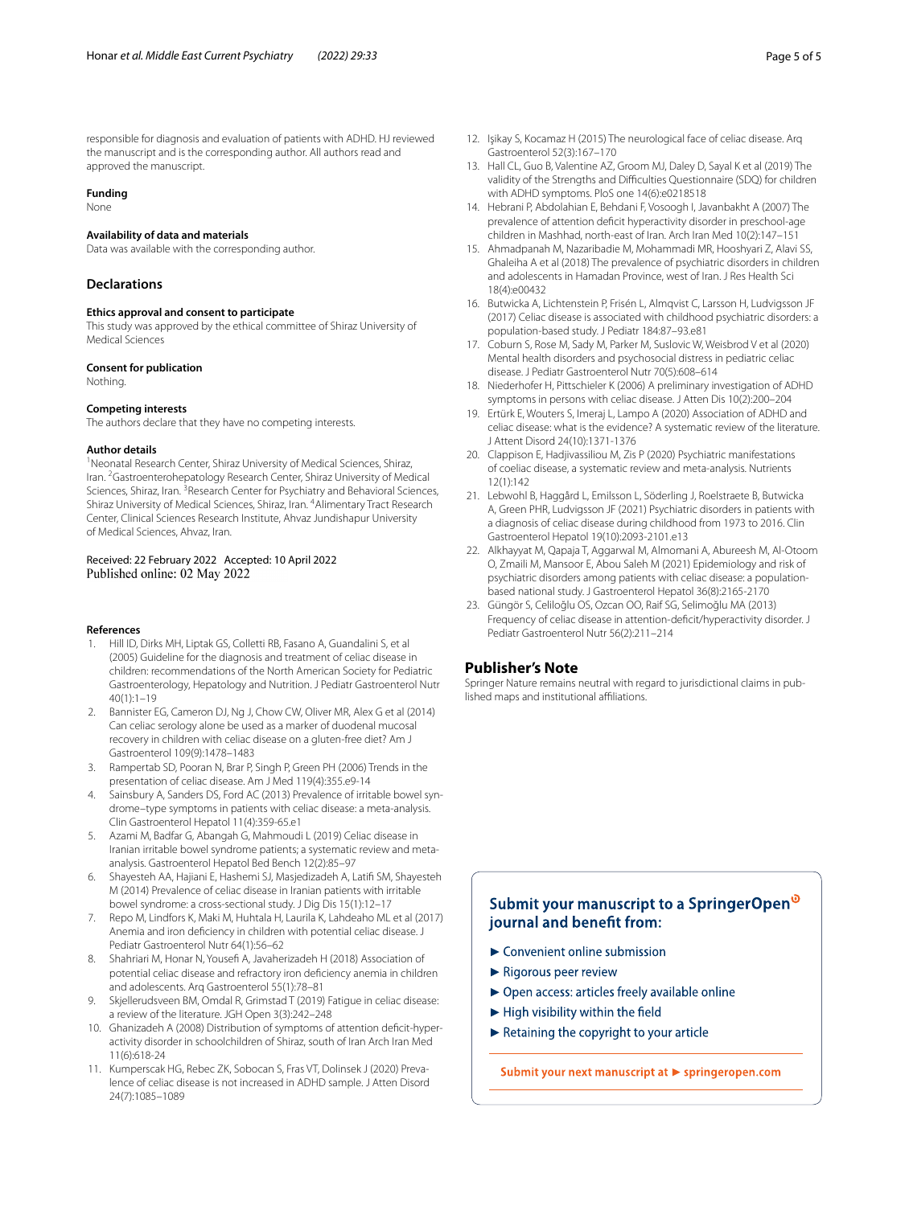responsible for diagnosis and evaluation of patients with ADHD. HJ reviewed the manuscript and is the corresponding author. All authors read and approved the manuscript.

#### Funding

None

#### Availability of data and materials

Data was available with the corresponding author.

### Declarations

#### Ethics approval and consent to participate

This study was approved by the ethical committee of Shiraz University of Medical Sciences

#### Consent for publication

Nothing.

#### Competing interests

The authors declare that they have no competing interests.

#### Author details

[1]Neonatal Research Center, Shiraz University of Medical Sciences, Shiraz, Iran. [2]Gastroenterohepatology Research Center, Shiraz University of Medical Sciences, Shiraz, Iran. [3]Research Center for Psychiatry and Behavioral Sciences, Shiraz University of Medical Sciences, Shiraz, Iran. [4]Alimentary Tract Research Center, Clinical Sciences Research Institute, Ahvaz Jundishapur University of Medical Sciences, Ahvaz, Iran.

Received: 22 February 2022 Accepted: 10 April 2022
Published online: 02 May 2022

#### References

1. Hill ID, Dirks MH, Liptak GS, Colletti RB, Fasano A, Guandalini S, et al (2005) Guideline for the diagnosis and treatment of celiac disease in children: recommendations of the North American Society for Pediatric Gastroenterology, Hepatology and Nutrition. J Pediatr Gastroenterol Nutr 40(1):1–19
2. Bannister EG, Cameron DJ, Ng J, Chow CW, Oliver MR, Alex G et al (2014) Can celiac serology alone be used as a marker of duodenal mucosal recovery in children with celiac disease on a gluten-free diet? Am J Gastroenterol 109(9):1478–1483
3. Rampertab SD, Pooran N, Brar P, Singh P, Green PH (2006) Trends in the presentation of celiac disease. Am J Med 119(4):355.e9-14
4. Sainsbury A, Sanders DS, Ford AC (2013) Prevalence of irritable bowel syndrome–type symptoms in patients with celiac disease: a meta-analysis. Clin Gastroenterol Hepatol 11(4):359-65.e1
5. Azami M, Badfar G, Abangah G, Mahmoudi L (2019) Celiac disease in Iranian irritable bowel syndrome patients; a systematic review and meta-analysis. Gastroenterol Hepatol Bed Bench 12(2):85–97
6. Shayesteh AA, Hajiani E, Hashemi SJ, Masjedizadeh A, Latifi SM, Shayesteh M (2014) Prevalence of celiac disease in Iranian patients with irritable bowel syndrome: a cross-sectional study. J Dig Dis 15(1):12–17
7. Repo M, Lindfors K, Maki M, Huhtala H, Laurila K, Lahdeaho ML et al (2017) Anemia and iron deficiency in children with potential celiac disease. J Pediatr Gastroenterol Nutr 64(1):56–62
8. Shahriari M, Honar N, Yousefi A, Javaherizadeh H (2018) Association of potential celiac disease and refractory iron deficiency anemia in children and adolescents. Arq Gastroenterol 55(1):78–81
9. Skjellerudsveen BM, Omdal R, Grimstad T (2019) Fatigue in celiac disease: a review of the literature. JGH Open 3(3):242–248
10. Ghanizadeh A (2008) Distribution of symptoms of attention deficit-hyperactivity disorder in schoolchildren of Shiraz, south of Iran Arch Iran Med 11(6):618-24
11. Kumperscak HG, Rebec ZK, Sobocan S, Fras VT, Dolinsek J (2020) Prevalence of celiac disease is not increased in ADHD sample. J Atten Disord 24(7):1085–1089
12. Işikay S, Kocamaz H (2015) The neurological face of celiac disease. Arq Gastroenterol 52(3):167–170
13. Hall CL, Guo B, Valentine AZ, Groom MJ, Daley D, Sayal K et al (2019) The validity of the Strengths and Difficulties Questionnaire (SDQ) for children with ADHD symptoms. PloS one 14(6):e0218518
14. Hebrani P, Abdolahian E, Behdani F, Vosoogh I, Javanbakht A (2007) The prevalence of attention deficit hyperactivity disorder in preschool-age children in Mashhad, north-east of Iran. Arch Iran Med 10(2):147–151
15. Ahmadpanah M, Nazaribadie M, Mohammadi MR, Hooshyari Z, Alavi SS, Ghaleiha A et al (2018) The prevalence of psychiatric disorders in children and adolescents in Hamadan Province, west of Iran. J Res Health Sci 18(4):e00432
16. Butwicka A, Lichtenstein P, Frisén L, Almqvist C, Larsson H, Ludvigsson JF (2017) Celiac disease is associated with childhood psychiatric disorders: a population-based study. J Pediatr 184:87–93.e81
17. Coburn S, Rose M, Sady M, Parker M, Suslovic W, Weisbrod V et al (2020) Mental health disorders and psychosocial distress in pediatric celiac disease. J Pediatr Gastroenterol Nutr 70(5):608–614
18. Niederhofer H, Pittschieler K (2006) A preliminary investigation of ADHD symptoms in persons with celiac disease. J Atten Dis 10(2):200–204
19. Ertürk E, Wouters S, Imeraj L, Lampo A (2020) Association of ADHD and celiac disease: what is the evidence? A systematic review of the literature. J Attent Disord 24(10):1371-1376
20. Clappison E, Hadjivassiliou M, Zis P (2020) Psychiatric manifestations of coeliac disease, a systematic review and meta-analysis. Nutrients 12(1):142
21. Lebwohl B, Haggård L, Emilsson L, Söderling J, Roelstraete B, Butwicka A, Green PHR, Ludvigsson JF (2021) Psychiatric disorders in patients with a diagnosis of celiac disease during childhood from 1973 to 2016. Clin Gastroenterol Hepatol 19(10):2093-2101.e13
22. Alkhayyat M, Qapaja T, Aggarwal M, Almomani A, Abureesh M, Al-Otoom O, Zmaili M, Mansoor E, Abou Saleh M (2021) Epidemiology and risk of psychiatric disorders among patients with celiac disease: a population-based national study. J Gastroenterol Hepatol 36(8):2165-2170
23. Güngör S, Celiloğlu OS, Ozcan OO, Raif SG, Selimoğlu MA (2013) Frequency of celiac disease in attention-deficit/hyperactivity disorder. J Pediatr Gastroenterol Nutr 56(2):211–214

### Publisher's Note

Springer Nature remains neutral with regard to jurisdictional claims in published maps and institutional affiliations.

**Submit your manuscript to a SpringerOpen journal and benefit from:**

- ► Convenient online submission
- ► Rigorous peer review
- ► Open access: articles freely available online
- ► High visibility within the field
- ► Retaining the copyright to your article

**Submit your next manuscript at ► springeropen.com**